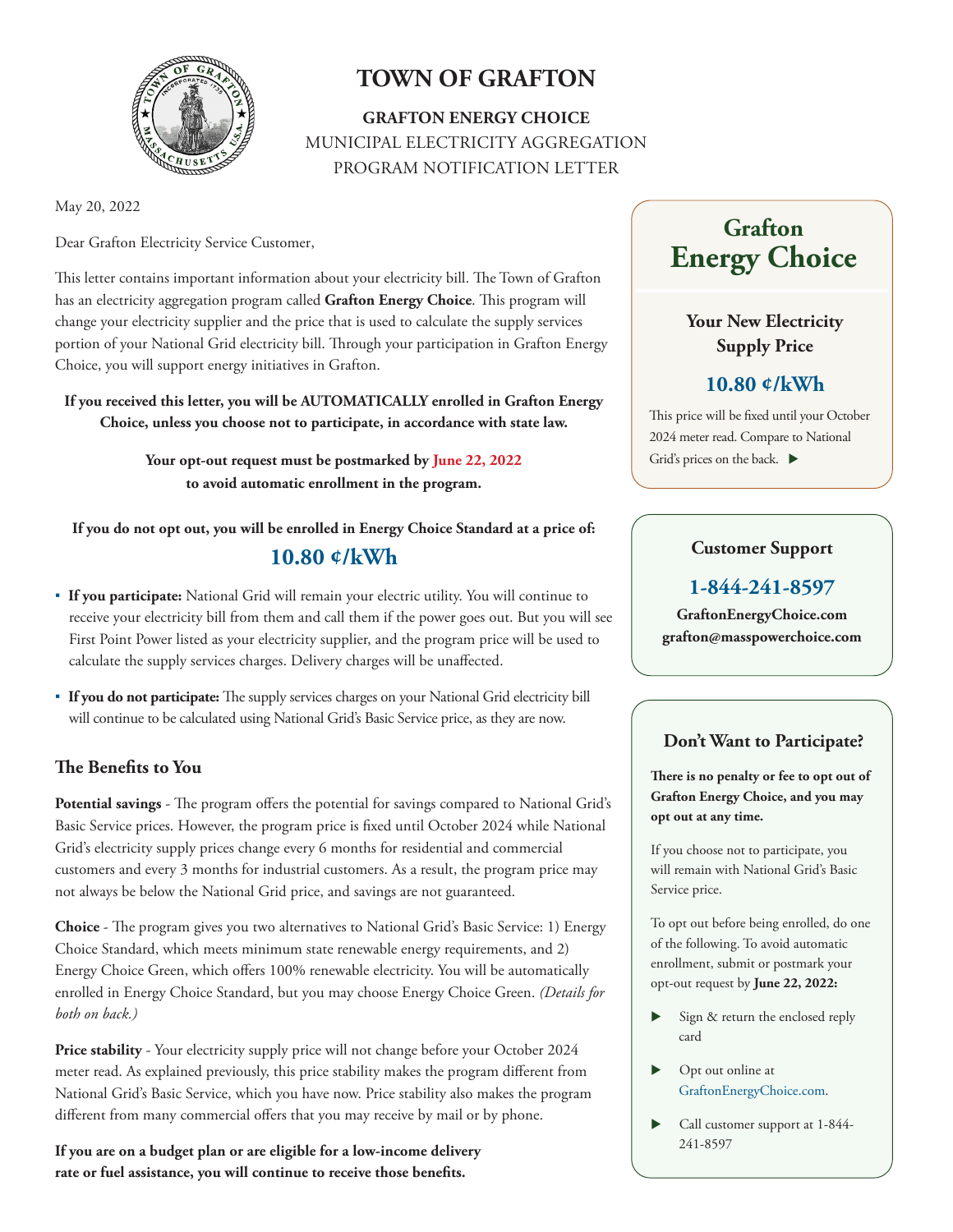# TOWN OF GRAFTON

**GRAFTON ENERGY CHOICE**

MUNICIPAL ELECTRICITY AGGREGATION PROGRAM NOTIFICATION LETTER

May 20, 2022

Dear Grafton Electricity Service Customer,

This letter contains important information about your electricity bill. The Town of Grafton has an electricity aggregation program called **Grafton Energy Choice**. This program will change your electricity supplier and the price that is used to calculate the supply services portion of your National Grid electricity bill. Through your participation in Grafton Energy Choice, you will support energy initiatives in Grafton.

**If you received this letter, you will be AUTOMATICALLY enrolled in Grafton Energy Choice, unless you choose not to participate, in accordance with state law.**

**Your opt-out request must be postmarked by June 22, 2022 to avoid automatic enrollment in the program.**

**If you do not opt out, you will be enrolled in Energy Choice Standard at a price of:**

**10.80 ¢/kWh**

- **If you participate:** National Grid will remain your electric utility. You will continue to receive your electricity bill from them and call them if the power goes out. But you will see First Point Power listed as your electricity supplier, and the program price will be used to calculate the supply services charges. Delivery charges will be unaffected.
- **If you do not participate:** The supply services charges on your National Grid electricity bill will continue to be calculated using National Grid's Basic Service price, as they are now.

## The Benefits to You

**Potential savings** - The program offers the potential for savings compared to National Grid's Basic Service prices. However, the program price is fixed until October 2024 while National Grid's electricity supply prices change every 6 months for residential and commercial customers and every 3 months for industrial customers. As a result, the program price may not always be below the National Grid price, and savings are not guaranteed.

**Choice** - The program gives you two alternatives to National Grid's Basic Service: 1) Energy Choice Standard, which meets minimum state renewable energy requirements, and 2) Energy Choice Green, which offers 100% renewable electricity. You will be automatically enrolled in Energy Choice Standard, but you may choose Energy Choice Green. *(Details for both on back.)*

**Price stability** - Your electricity supply price will not change before your October 2024 meter read. As explained previously, this price stability makes the program different from National Grid's Basic Service, which you have now. Price stability also makes the program different from many commercial offers that you may receive by mail or by phone.

**If you are on a budget plan or are eligible for a low-income delivery rate or fuel assistance, you will continue to receive those benefits.**

## Grafton Energy Choice

**Your New Electricity Supply Price**

**10.80 ¢/kWh**

This price will be fixed until your October 2024 meter read. Compare to National Grid's prices on the back. ▶

### Customer Support

**1-844-241-8597**

**GraftonEnergyChoice.com**
**grafton@masspowerchoice.com**

### Don't Want to Participate?

**There is no penalty or fee to opt out of Grafton Energy Choice, and you may opt out at any time.**

If you choose not to participate, you will remain with National Grid's Basic Service price.

To opt out before being enrolled, do one of the following. To avoid automatic enrollment, submit or postmark your opt-out request by **June 22, 2022:**

- Sign & return the enclosed reply card
- Opt out online at GraftonEnergyChoice.com.
- Call customer support at 1-844-241-8597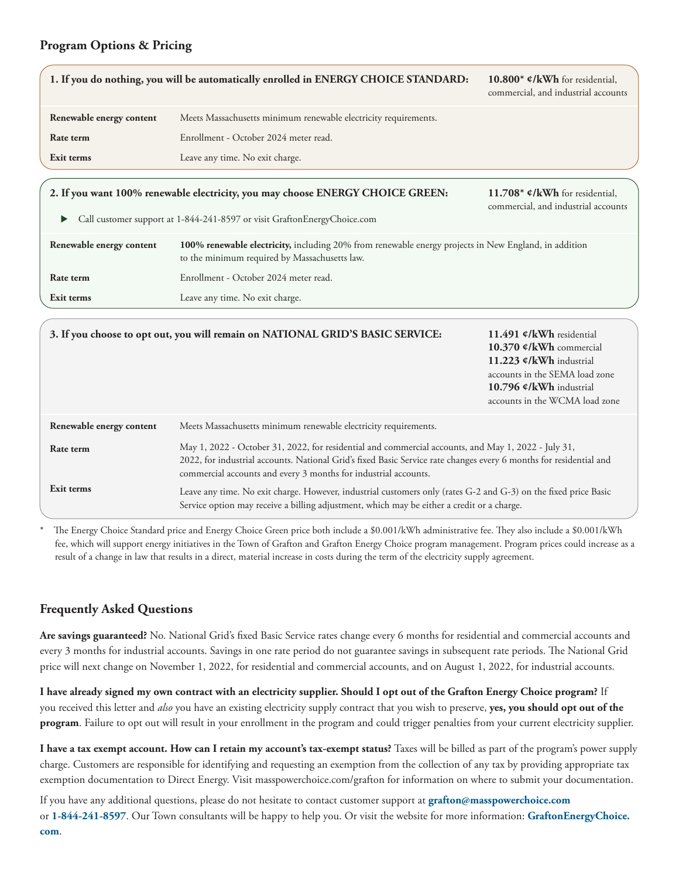## Program Options & Pricing

**1. If you do nothing, you will be automatically enrolled in ENERGY CHOICE STANDARD:** **10.800* ¢/kWh** for residential, commercial, and industrial accounts

| | |
|---|---|
| **Renewable energy content** | Meets Massachusetts minimum renewable electricity requirements. |
| **Rate term** | Enrollment - October 2024 meter read. |
| **Exit terms** | Leave any time. No exit charge. |

**2. If you want 100% renewable electricity, you may choose ENERGY CHOICE GREEN:** **11.708* ¢/kWh** for residential, commercial, and industrial accounts

- Call customer support at 1-844-241-8597 or visit GraftonEnergyChoice.com

| | |
|---|---|
| **Renewable energy content** | **100% renewable electricity,** including 20% from renewable energy projects in New England, in addition to the minimum required by Massachusetts law. |
| **Rate term** | Enrollment - October 2024 meter read. |
| **Exit terms** | Leave any time. No exit charge. |

**3. If you choose to opt out, you will remain on NATIONAL GRID'S BASIC SERVICE:**
**11.491 ¢/kWh** residential
**10.370 ¢/kWh** commercial
**11.223 ¢/kWh** industrial accounts in the SEMA load zone
**10.796 ¢/kWh** industrial accounts in the WCMA load zone

| | |
|---|---|
| **Renewable energy content** | Meets Massachusetts minimum renewable electricity requirements. |
| **Rate term** | May 1, 2022 - October 31, 2022, for residential and commercial accounts, and May 1, 2022 - July 31, 2022, for industrial accounts. National Grid's fixed Basic Service rate changes every 6 months for residential and commercial accounts and every 3 months for industrial accounts. |
| **Exit terms** | Leave any time. No exit charge. However, industrial customers only (rates G-2 and G-3) on the fixed price Basic Service option may receive a billing adjustment, which may be either a credit or a charge. |

* The Energy Choice Standard price and Energy Choice Green price both include a $0.001/kWh administrative fee. They also include a $0.001/kWh fee, which will support energy initiatives in the Town of Grafton and Grafton Energy Choice program management. Program prices could increase as a result of a change in law that results in a direct, material increase in costs during the term of the electricity supply agreement.

## Frequently Asked Questions

**Are savings guaranteed?** No. National Grid's fixed Basic Service rates change every 6 months for residential and commercial accounts and every 3 months for industrial accounts. Savings in one rate period do not guarantee savings in subsequent rate periods. The National Grid price will next change on November 1, 2022, for residential and commercial accounts, and on August 1, 2022, for industrial accounts.

**I have already signed my own contract with an electricity supplier. Should I opt out of the Grafton Energy Choice program?** If you received this letter and *also* you have an existing electricity supply contract that you wish to preserve, **yes, you should opt out of the program**. Failure to opt out will result in your enrollment in the program and could trigger penalties from your current electricity supplier.

**I have a tax exempt account. How can I retain my account's tax-exempt status?** Taxes will be billed as part of the program's power supply charge. Customers are responsible for identifying and requesting an exemption from the collection of any tax by providing appropriate tax exemption documentation to Direct Energy. Visit masspowerchoice.com/grafton for information on where to submit your documentation.

If you have any additional questions, please do not hesitate to contact customer support at **grafton@masspowerchoice.com** or **1-844-241-8597**. Our Town consultants will be happy to help you. Or visit the website for more information: **GraftonEnergyChoice.com**.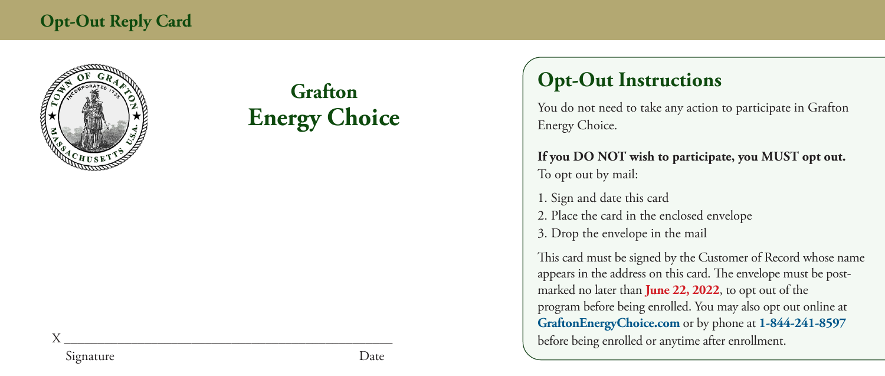## Opt-Out Reply Card

# Grafton
# Energy Choice

X ______________________________________________

Signature Date

## Opt-Out Instructions

You do not need to take any action to participate in Grafton Energy Choice.

**If you DO NOT wish to participate, you MUST opt out.**
To opt out by mail:

1. Sign and date this card
2. Place the card in the enclosed envelope
3. Drop the envelope in the mail

This card must be signed by the Customer of Record whose name appears in the address on this card. The envelope must be postmarked no later than **June 22, 2022**, to opt out of the program before being enrolled. You may also opt out online at **GraftonEnergyChoice.com** or by phone at **1-844-241-8597** before being enrolled or anytime after enrollment.